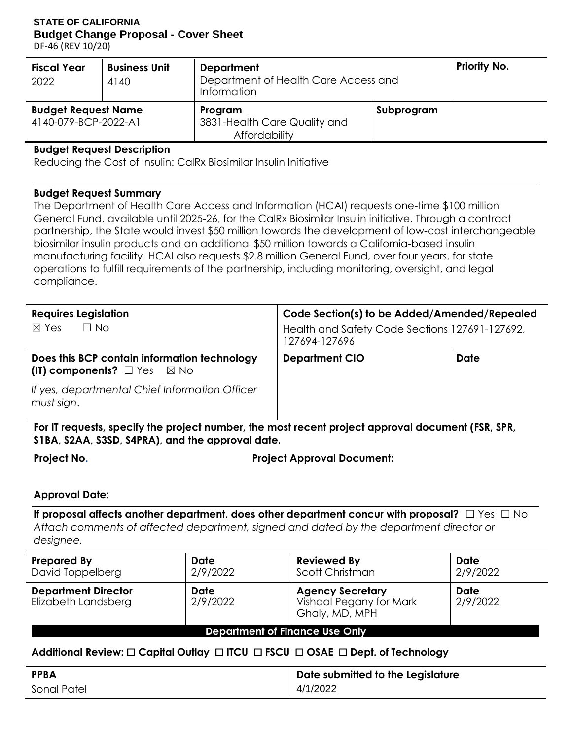**STATE OF CALIFORNIA**
**Budget Change Proposal - Cover Sheet**
DF-46 (REV 10/20)

| Fiscal Year | Business Unit | Department | | Priority No. |
|---|---|---|---|---|
| 2022 | 4140 | Department of Health Care Access and Information | | |
| **Budget Request Name** | | **Program** | **Subprogram** | |
| 4140-079-BCP-2022-A1 | | 3831-Health Care Quality and Affordability | | |

**Budget Request Description**

Reducing the Cost of Insulin: CalRx Biosimilar Insulin Initiative

**Budget Request Summary**

The Department of Health Care Access and Information (HCAI) requests one-time $100 million General Fund, available until 2025-26, for the CalRx Biosimilar Insulin initiative. Through a contract partnership, the State would invest $50 million towards the development of low-cost interchangeable biosimilar insulin products and an additional $50 million towards a California-based insulin manufacturing facility. HCAI also requests $2.8 million General Fund, over four years, for state operations to fulfill requirements of the partnership, including monitoring, oversight, and legal compliance.

| Requires Legislation | Code Section(s) to be Added/Amended/Repealed | |
|---|---|---|
| ☒ Yes ☐ No | Health and Safety Code Sections 127691-127692, 127694-127696 | |
| **Does this BCP contain information technology (IT) components?** ☐ Yes ☒ No | **Department CIO** | **Date** |
| *If yes, departmental Chief Information Officer must sign.* | | |

**For IT requests, specify the project number, the most recent project approval document (FSR, SPR, S1BA, S2AA, S3SD, S4PRA), and the approval date.**

**Project No.** **Project Approval Document:**

**Approval Date:**

**If proposal affects another department, does other department concur with proposal?** ☐ Yes ☐ No
*Attach comments of affected department, signed and dated by the department director or designee.*

| Prepared By | Date | Reviewed By | Date |
|---|---|---|---|
| David Toppelberg | 2/9/2022 | Scott Christman | 2/9/2022 |
| **Department Director** | **Date** | **Agency Secretary** | **Date** |
| Elizabeth Landsberg | 2/9/2022 | Vishaal Pegany for Mark Ghaly, MD, MPH | 2/9/2022 |

**Department of Finance Use Only**

**Additional Review:** ☐ Capital Outlay ☐ ITCU ☐ FSCU ☐ OSAE ☐ Dept. of Technology

| PPBA | Date submitted to the Legislature |
|---|---|
| Sonal Patel | 4/1/2022 |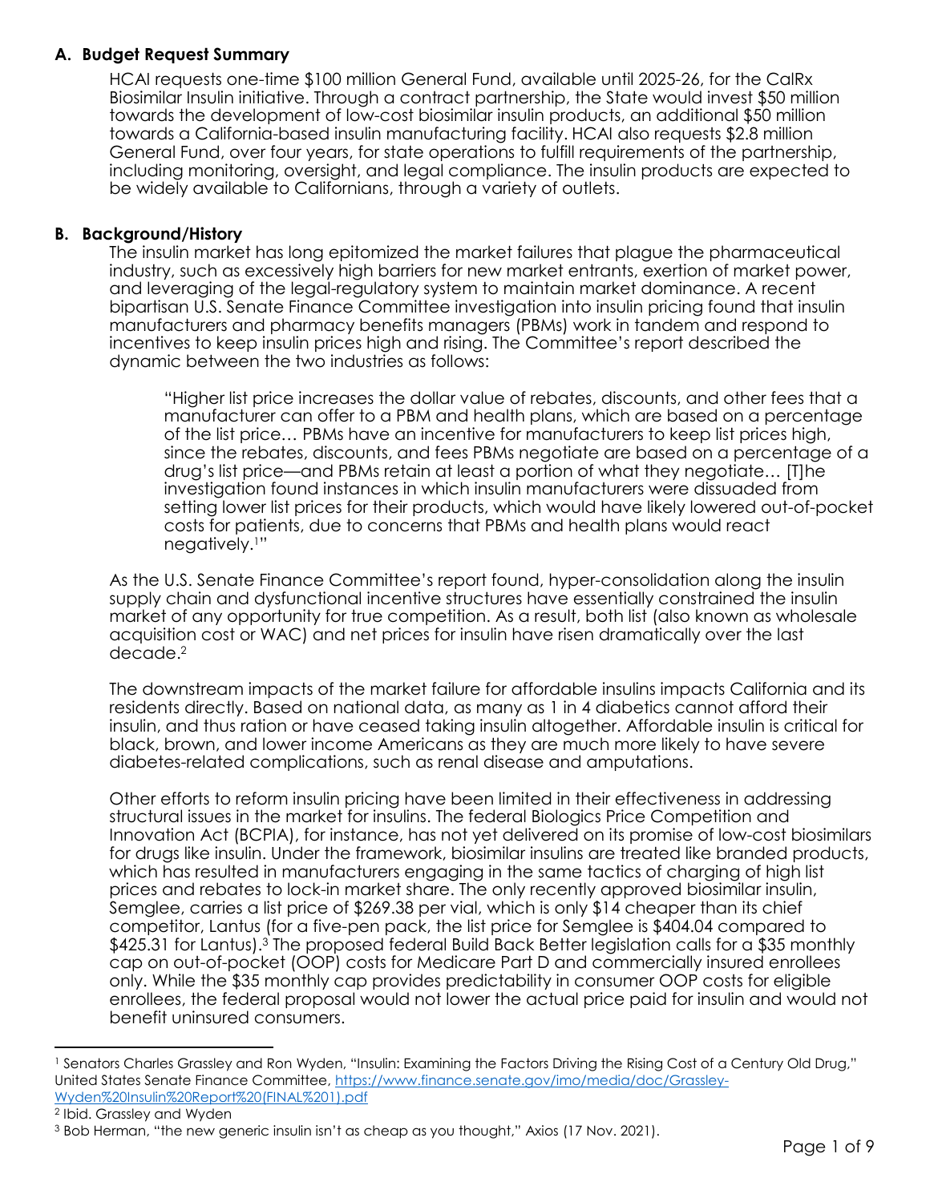## A. Budget Request Summary

HCAI requests one-time $100 million General Fund, available until 2025-26, for the CalRx Biosimilar Insulin initiative. Through a contract partnership, the State would invest $50 million towards the development of low-cost biosimilar insulin products, an additional $50 million towards a California-based insulin manufacturing facility. HCAI also requests $2.8 million General Fund, over four years, for state operations to fulfill requirements of the partnership, including monitoring, oversight, and legal compliance. The insulin products are expected to be widely available to Californians, through a variety of outlets.

## B. Background/History

The insulin market has long epitomized the market failures that plague the pharmaceutical industry, such as excessively high barriers for new market entrants, exertion of market power, and leveraging of the legal-regulatory system to maintain market dominance. A recent bipartisan U.S. Senate Finance Committee investigation into insulin pricing found that insulin manufacturers and pharmacy benefits managers (PBMs) work in tandem and respond to incentives to keep insulin prices high and rising. The Committee's report described the dynamic between the two industries as follows:

> "Higher list price increases the dollar value of rebates, discounts, and other fees that a manufacturer can offer to a PBM and health plans, which are based on a percentage of the list price… PBMs have an incentive for manufacturers to keep list prices high, since the rebates, discounts, and fees PBMs negotiate are based on a percentage of a drug's list price—and PBMs retain at least a portion of what they negotiate… [T]he investigation found instances in which insulin manufacturers were dissuaded from setting lower list prices for their products, which would have likely lowered out-of-pocket costs for patients, due to concerns that PBMs and health plans would react negatively.[1]"

As the U.S. Senate Finance Committee's report found, hyper-consolidation along the insulin supply chain and dysfunctional incentive structures have essentially constrained the insulin market of any opportunity for true competition. As a result, both list (also known as wholesale acquisition cost or WAC) and net prices for insulin have risen dramatically over the last decade.[2]

The downstream impacts of the market failure for affordable insulins impacts California and its residents directly. Based on national data, as many as 1 in 4 diabetics cannot afford their insulin, and thus ration or have ceased taking insulin altogether. Affordable insulin is critical for black, brown, and lower income Americans as they are much more likely to have severe diabetes-related complications, such as renal disease and amputations.

Other efforts to reform insulin pricing have been limited in their effectiveness in addressing structural issues in the market for insulins. The federal Biologics Price Competition and Innovation Act (BCPIA), for instance, has not yet delivered on its promise of low-cost biosimilars for drugs like insulin. Under the framework, biosimilar insulins are treated like branded products, which has resulted in manufacturers engaging in the same tactics of charging of high list prices and rebates to lock-in market share. The only recently approved biosimilar insulin, Semglee, carries a list price of $269.38 per vial, which is only $14 cheaper than its chief competitor, Lantus (for a five-pen pack, the list price for Semglee is $404.04 compared to $425.31 for Lantus).[3] The proposed federal Build Back Better legislation calls for a $35 monthly cap on out-of-pocket (OOP) costs for Medicare Part D and commercially insured enrollees only. While the $35 monthly cap provides predictability in consumer OOP costs for eligible enrollees, the federal proposal would not lower the actual price paid for insulin and would not benefit uninsured consumers.

---

[1] Senators Charles Grassley and Ron Wyden, "Insulin: Examining the Factors Driving the Rising Cost of a Century Old Drug," United States Senate Finance Committee, https://www.finance.senate.gov/imo/media/doc/Grassley-Wyden%20Insulin%20Report%20(FINAL%201).pdf

[2] Ibid. Grassley and Wyden

[3] Bob Herman, "the new generic insulin isn't as cheap as you thought," Axios (17 Nov. 2021).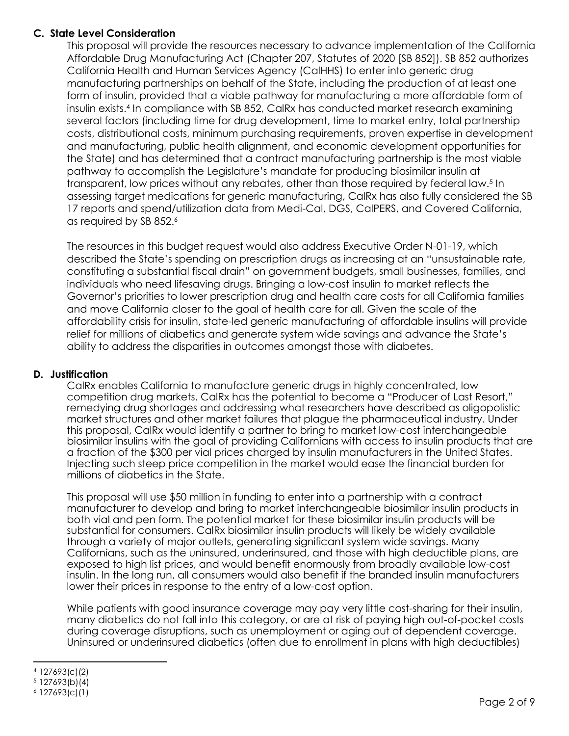### C. State Level Consideration

This proposal will provide the resources necessary to advance implementation of the California Affordable Drug Manufacturing Act (Chapter 207, Statutes of 2020 [SB 852]). SB 852 authorizes California Health and Human Services Agency (CalHHS) to enter into generic drug manufacturing partnerships on behalf of the State, including the production of at least one form of insulin, provided that a viable pathway for manufacturing a more affordable form of insulin exists.[4] In compliance with SB 852, CalRx has conducted market research examining several factors (including time for drug development, time to market entry, total partnership costs, distributional costs, minimum purchasing requirements, proven expertise in development and manufacturing, public health alignment, and economic development opportunities for the State) and has determined that a contract manufacturing partnership is the most viable pathway to accomplish the Legislature's mandate for producing biosimilar insulin at transparent, low prices without any rebates, other than those required by federal law.[5] In assessing target medications for generic manufacturing, CalRx has also fully considered the SB 17 reports and spend/utilization data from Medi-Cal, DGS, CalPERS, and Covered California, as required by SB 852.[6]

The resources in this budget request would also address Executive Order N-01-19, which described the State's spending on prescription drugs as increasing at an "unsustainable rate, constituting a substantial fiscal drain" on government budgets, small businesses, families, and individuals who need lifesaving drugs. Bringing a low-cost insulin to market reflects the Governor's priorities to lower prescription drug and health care costs for all California families and move California closer to the goal of health care for all. Given the scale of the affordability crisis for insulin, state-led generic manufacturing of affordable insulins will provide relief for millions of diabetics and generate system wide savings and advance the State's ability to address the disparities in outcomes amongst those with diabetes.

### D. Justification

CalRx enables California to manufacture generic drugs in highly concentrated, low competition drug markets. CalRx has the potential to become a "Producer of Last Resort," remedying drug shortages and addressing what researchers have described as oligopolistic market structures and other market failures that plague the pharmaceutical industry. Under this proposal, CalRx would identify a partner to bring to market low-cost interchangeable biosimilar insulins with the goal of providing Californians with access to insulin products that are a fraction of the $300 per vial prices charged by insulin manufacturers in the United States. Injecting such steep price competition in the market would ease the financial burden for millions of diabetics in the State.

This proposal will use $50 million in funding to enter into a partnership with a contract manufacturer to develop and bring to market interchangeable biosimilar insulin products in both vial and pen form. The potential market for these biosimilar insulin products will be substantial for consumers. CalRx biosimilar insulin products will likely be widely available through a variety of major outlets, generating significant system wide savings. Many Californians, such as the uninsured, underinsured, and those with high deductible plans, are exposed to high list prices, and would benefit enormously from broadly available low-cost insulin. In the long run, all consumers would also benefit if the branded insulin manufacturers lower their prices in response to the entry of a low-cost option.

While patients with good insurance coverage may pay very little cost-sharing for their insulin, many diabetics do not fall into this category, or are at risk of paying high out-of-pocket costs during coverage disruptions, such as unemployment or aging out of dependent coverage. Uninsured or underinsured diabetics (often due to enrollment in plans with high deductibles)

---

[4] 127693(c)(2)

[5] 127693(b)(4)

[6] 127693(c)(1)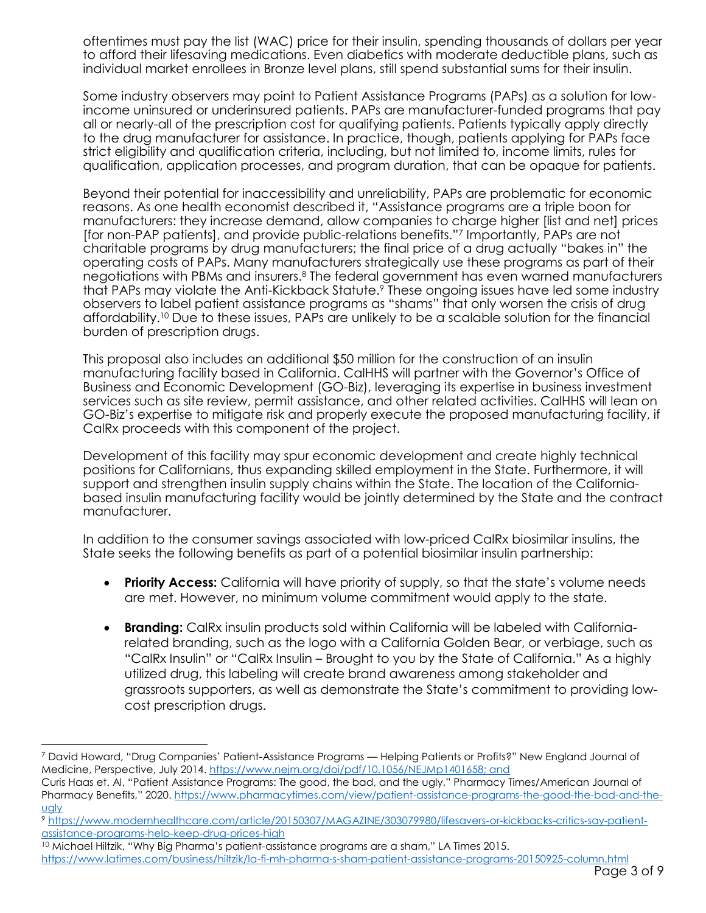oftentimes must pay the list (WAC) price for their insulin, spending thousands of dollars per year to afford their lifesaving medications. Even diabetics with moderate deductible plans, such as individual market enrollees in Bronze level plans, still spend substantial sums for their insulin.

Some industry observers may point to Patient Assistance Programs (PAPs) as a solution for low-income uninsured or underinsured patients. PAPs are manufacturer-funded programs that pay all or nearly-all of the prescription cost for qualifying patients. Patients typically apply directly to the drug manufacturer for assistance. In practice, though, patients applying for PAPs face strict eligibility and qualification criteria, including, but not limited to, income limits, rules for qualification, application processes, and program duration, that can be opaque for patients.

Beyond their potential for inaccessibility and unreliability, PAPs are problematic for economic reasons. As one health economist described it, "Assistance programs are a triple boon for manufacturers: they increase demand, allow companies to charge higher [list and net] prices [for non-PAP patients], and provide public-relations benefits."[7] Importantly, PAPs are not charitable programs by drug manufacturers; the final price of a drug actually "bakes in" the operating costs of PAPs. Many manufacturers strategically use these programs as part of their negotiations with PBMs and insurers.[8] The federal government has even warned manufacturers that PAPs may violate the Anti-Kickback Statute.[9] These ongoing issues have led some industry observers to label patient assistance programs as "shams" that only worsen the crisis of drug affordability.[10] Due to these issues, PAPs are unlikely to be a scalable solution for the financial burden of prescription drugs.

This proposal also includes an additional $50 million for the construction of an insulin manufacturing facility based in California. CalHHS will partner with the Governor's Office of Business and Economic Development (GO-Biz), leveraging its expertise in business investment services such as site review, permit assistance, and other related activities. CalHHS will lean on GO-Biz's expertise to mitigate risk and properly execute the proposed manufacturing facility, if CalRx proceeds with this component of the project.

Development of this facility may spur economic development and create highly technical positions for Californians, thus expanding skilled employment in the State. Furthermore, it will support and strengthen insulin supply chains within the State. The location of the California-based insulin manufacturing facility would be jointly determined by the State and the contract manufacturer.

In addition to the consumer savings associated with low-priced CalRx biosimilar insulins, the State seeks the following benefits as part of a potential biosimilar insulin partnership:

- **Priority Access:** California will have priority of supply, so that the state's volume needs are met. However, no minimum volume commitment would apply to the state.
- **Branding:** CalRx insulin products sold within California will be labeled with California-related branding, such as the logo with a California Golden Bear, or verbiage, such as "CalRx Insulin" or "CalRx Insulin – Brought to you by the State of California." As a highly utilized drug, this labeling will create brand awareness among stakeholder and grassroots supporters, as well as demonstrate the State's commitment to providing low-cost prescription drugs.

---

[7] David Howard, "Drug Companies' Patient-Assistance Programs — Helping Patients or Profits?" New England Journal of Medicine, Perspective, July 2014. https://www.nejm.org/doi/pdf/10.1056/NEJMp1401658; and
Curis Haas et. Al, "Patient Assistance Programs: The good, the bad, and the ugly," Pharmacy Times/American Journal of Pharmacy Benefits," 2020. https://www.pharmacytimes.com/view/patient-assistance-programs-the-good-the-bad-and-the-ugly

[9] https://www.modernhealthcare.com/article/20150307/MAGAZINE/303079980/lifesavers-or-kickbacks-critics-say-patient-assistance-programs-help-keep-drug-prices-high

[10] Michael Hiltzik, "Why Big Pharma's patient-assistance programs are a sham," LA Times 2015. https://www.latimes.com/business/hiltzik/la-fi-mh-pharma-s-sham-patient-assistance-programs-20150925-column.html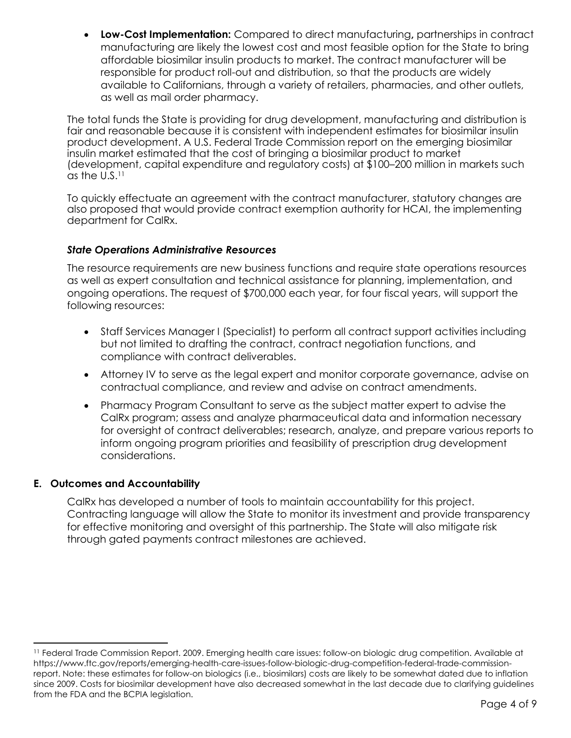- **Low-Cost Implementation:** Compared to direct manufacturing**,** partnerships in contract manufacturing are likely the lowest cost and most feasible option for the State to bring affordable biosimilar insulin products to market. The contract manufacturer will be responsible for product roll-out and distribution, so that the products are widely available to Californians, through a variety of retailers, pharmacies, and other outlets, as well as mail order pharmacy.

The total funds the State is providing for drug development, manufacturing and distribution is fair and reasonable because it is consistent with independent estimates for biosimilar insulin product development. A U.S. Federal Trade Commission report on the emerging biosimilar insulin market estimated that the cost of bringing a biosimilar product to market (development, capital expenditure and regulatory costs) at $100–200 million in markets such as the U.S.[11]

To quickly effectuate an agreement with the contract manufacturer, statutory changes are also proposed that would provide contract exemption authority for HCAI, the implementing department for CalRx.

### *State Operations Administrative Resources*

The resource requirements are new business functions and require state operations resources as well as expert consultation and technical assistance for planning, implementation, and ongoing operations. The request of $700,000 each year, for four fiscal years, will support the following resources:

- Staff Services Manager I (Specialist) to perform all contract support activities including but not limited to drafting the contract, contract negotiation functions, and compliance with contract deliverables.
- Attorney IV to serve as the legal expert and monitor corporate governance, advise on contractual compliance, and review and advise on contract amendments.
- Pharmacy Program Consultant to serve as the subject matter expert to advise the CalRx program; assess and analyze pharmaceutical data and information necessary for oversight of contract deliverables; research, analyze, and prepare various reports to inform ongoing program priorities and feasibility of prescription drug development considerations.

## E. Outcomes and Accountability

CalRx has developed a number of tools to maintain accountability for this project. Contracting language will allow the State to monitor its investment and provide transparency for effective monitoring and oversight of this partnership. The State will also mitigate risk through gated payments contract milestones are achieved.

---

[11] Federal Trade Commission Report. 2009. Emerging health care issues: follow-on biologic drug competition. Available at https://www.ftc.gov/reports/emerging-health-care-issues-follow-biologic-drug-competition-federal-trade-commission-report. Note: these estimates for follow-on biologics (i.e., biosimilars) costs are likely to be somewhat dated due to inflation since 2009. Costs for biosimilar development have also decreased somewhat in the last decade due to clarifying guidelines from the FDA and the BCPIA legislation.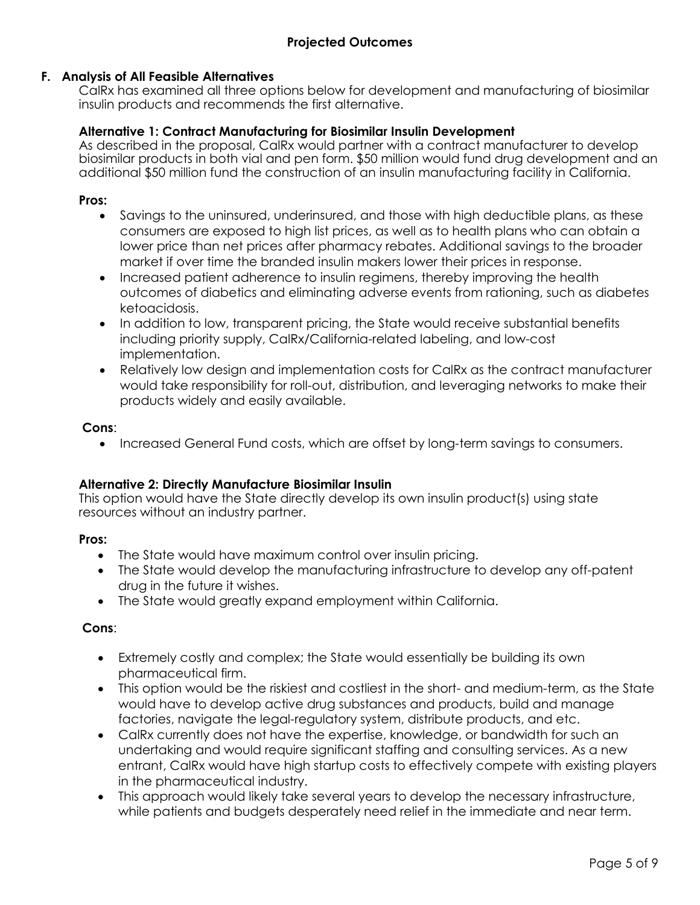## Projected Outcomes

### F. Analysis of All Feasible Alternatives

CalRx has examined all three options below for development and manufacturing of biosimilar insulin products and recommends the first alternative.

**Alternative 1: Contract Manufacturing for Biosimilar Insulin Development**

As described in the proposal, CalRx would partner with a contract manufacturer to develop biosimilar products in both vial and pen form. $50 million would fund drug development and an additional $50 million fund the construction of an insulin manufacturing facility in California.

**Pros:**

- Savings to the uninsured, underinsured, and those with high deductible plans, as these consumers are exposed to high list prices, as well as to health plans who can obtain a lower price than net prices after pharmacy rebates. Additional savings to the broader market if over time the branded insulin makers lower their prices in response.
- Increased patient adherence to insulin regimens, thereby improving the health outcomes of diabetics and eliminating adverse events from rationing, such as diabetes ketoacidosis.
- In addition to low, transparent pricing, the State would receive substantial benefits including priority supply, CalRx/California-related labeling, and low-cost implementation.
- Relatively low design and implementation costs for CalRx as the contract manufacturer would take responsibility for roll-out, distribution, and leveraging networks to make their products widely and easily available.

**Cons**:

- Increased General Fund costs, which are offset by long-term savings to consumers.

**Alternative 2: Directly Manufacture Biosimilar Insulin**

This option would have the State directly develop its own insulin product(s) using state resources without an industry partner.

**Pros:**

- The State would have maximum control over insulin pricing.
- The State would develop the manufacturing infrastructure to develop any off-patent drug in the future it wishes.
- The State would greatly expand employment within California.

**Cons**:

- Extremely costly and complex; the State would essentially be building its own pharmaceutical firm.
- This option would be the riskiest and costliest in the short- and medium-term, as the State would have to develop active drug substances and products, build and manage factories, navigate the legal-regulatory system, distribute products, and etc.
- CalRx currently does not have the expertise, knowledge, or bandwidth for such an undertaking and would require significant staffing and consulting services. As a new entrant, CalRx would have high startup costs to effectively compete with existing players in the pharmaceutical industry.
- This approach would likely take several years to develop the necessary infrastructure, while patients and budgets desperately need relief in the immediate and near term.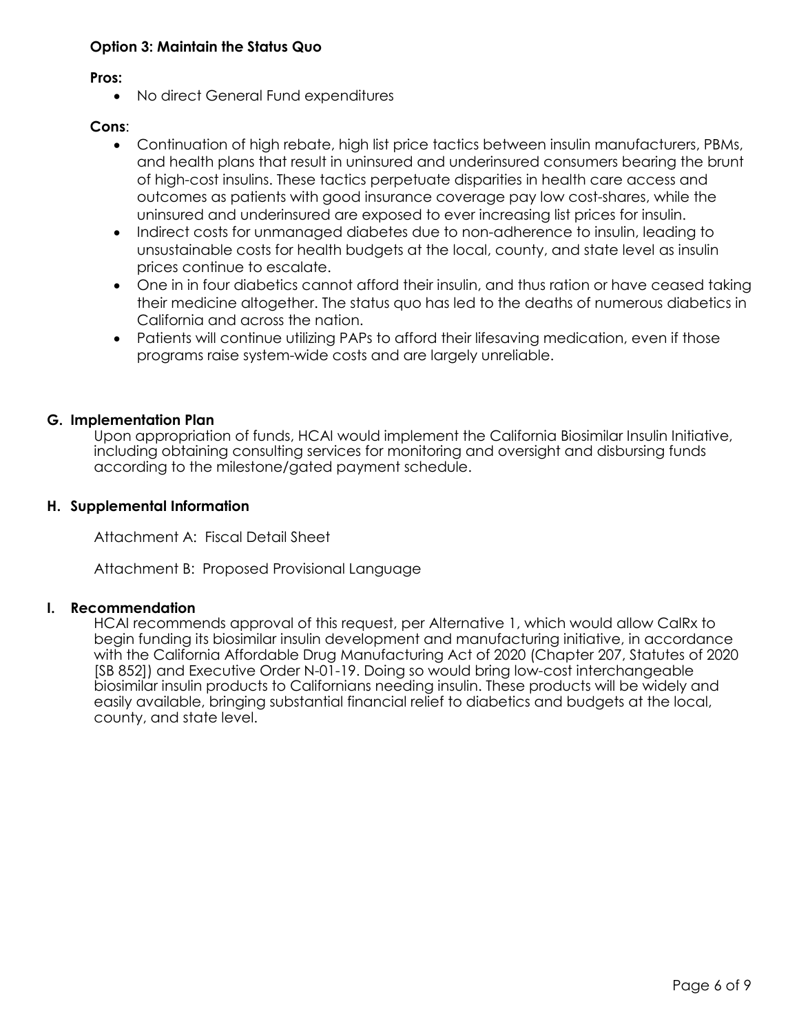**Option 3: Maintain the Status Quo**

**Pros:**

- No direct General Fund expenditures

**Cons**:

- Continuation of high rebate, high list price tactics between insulin manufacturers, PBMs, and health plans that result in uninsured and underinsured consumers bearing the brunt of high-cost insulins. These tactics perpetuate disparities in health care access and outcomes as patients with good insurance coverage pay low cost-shares, while the uninsured and underinsured are exposed to ever increasing list prices for insulin.
- Indirect costs for unmanaged diabetes due to non-adherence to insulin, leading to unsustainable costs for health budgets at the local, county, and state level as insulin prices continue to escalate.
- One in in four diabetics cannot afford their insulin, and thus ration or have ceased taking their medicine altogether. The status quo has led to the deaths of numerous diabetics in California and across the nation.
- Patients will continue utilizing PAPs to afford their lifesaving medication, even if those programs raise system-wide costs and are largely unreliable.

### G. Implementation Plan

Upon appropriation of funds, HCAI would implement the California Biosimilar Insulin Initiative, including obtaining consulting services for monitoring and oversight and disbursing funds according to the milestone/gated payment schedule.

### H. Supplemental Information

Attachment A: Fiscal Detail Sheet

Attachment B: Proposed Provisional Language

### I. Recommendation

HCAI recommends approval of this request, per Alternative 1, which would allow CalRx to begin funding its biosimilar insulin development and manufacturing initiative, in accordance with the California Affordable Drug Manufacturing Act of 2020 (Chapter 207, Statutes of 2020 [SB 852]) and Executive Order N-01-19. Doing so would bring low-cost interchangeable biosimilar insulin products to Californians needing insulin. These products will be widely and easily available, bringing substantial financial relief to diabetics and budgets at the local, county, and state level.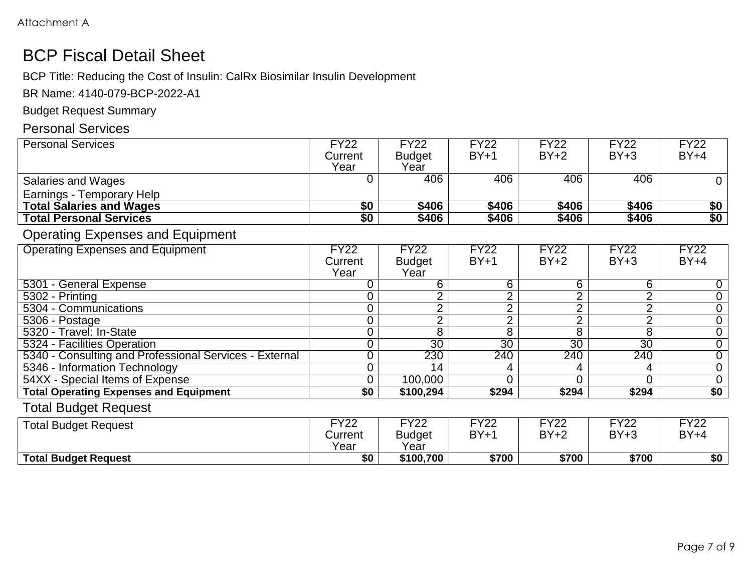Attachment A

# BCP Fiscal Detail Sheet

BCP Title: Reducing the Cost of Insulin: CalRx Biosimilar Insulin Development

BR Name: 4140-079-BCP-2022-A1

Budget Request Summary

## Personal Services

| Personal Services | FY22 Current Year | FY22 Budget Year | FY22 BY+1 | FY22 BY+2 | FY22 BY+3 | FY22 BY+4 |
|---|---|---|---|---|---|---|
| Salaries and Wages<br>Earnings - Temporary Help | 0 | 406 | 406 | 406 | 406 | 0 |
| **Total Salaries and Wages** | **$0** | **$406** | **$406** | **$406** | **$406** | **$0** |
| **Total Personal Services** | **$0** | **$406** | **$406** | **$406** | **$406** | **$0** |

## Operating Expenses and Equipment

| Operating Expenses and Equipment | FY22 Current Year | FY22 Budget Year | FY22 BY+1 | FY22 BY+2 | FY22 BY+3 | FY22 BY+4 |
|---|---|---|---|---|---|---|
| 5301 - General Expense | 0 | 6 | 6 | 6 | 6 | 0 |
| 5302 - Printing | 0 | 2 | 2 | 2 | 2 | 0 |
| 5304 - Communications | 0 | 2 | 2 | 2 | 2 | 0 |
| 5306 - Postage | 0 | 2 | 2 | 2 | 2 | 0 |
| 5320 - Travel: In-State | 0 | 8 | 8 | 8 | 8 | 0 |
| 5324 - Facilities Operation | 0 | 30 | 30 | 30 | 30 | 0 |
| 5340 - Consulting and Professional Services - External | 0 | 230 | 240 | 240 | 240 | 0 |
| 5346 - Information Technology | 0 | 14 | 4 | 4 | 4 | 0 |
| 54XX - Special Items of Expense | 0 | 100,000 | 0 | 0 | 0 | 0 |
| **Total Operating Expenses and Equipment** | **$0** | **$100,294** | **$294** | **$294** | **$294** | **$0** |

## Total Budget Request

| Total Budget Request | FY22 Current Year | FY22 Budget Year | FY22 BY+1 | FY22 BY+2 | FY22 BY+3 | FY22 BY+4 |
|---|---|---|---|---|---|---|
| **Total Budget Request** | **$0** | **$100,700** | **$700** | **$700** | **$700** | **$0** |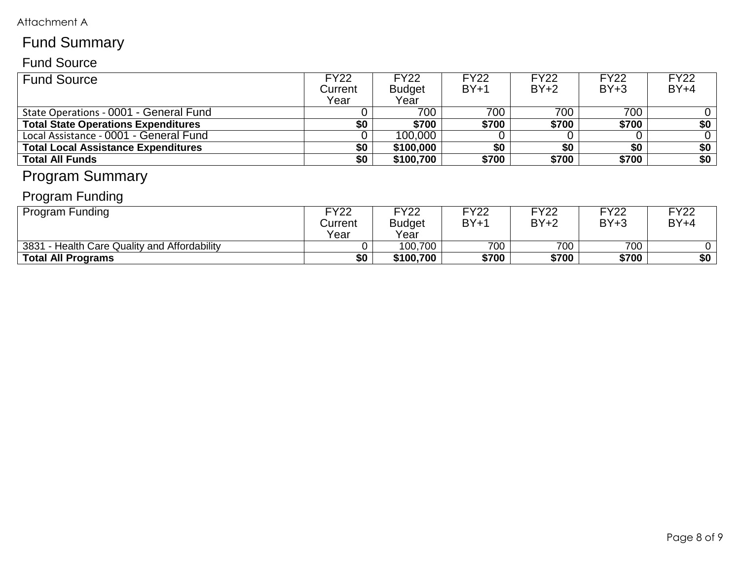Attachment A

# Fund Summary

## Fund Source

| Fund Source | FY22 Current Year | FY22 Budget Year | FY22 BY+1 | FY22 BY+2 | FY22 BY+3 | FY22 BY+4 |
|---|---|---|---|---|---|---|
| State Operations - 0001 - General Fund | 0 | 700 | 700 | 700 | 700 | 0 |
| **Total State Operations Expenditures** | **$0** | **$700** | **$700** | **$700** | **$700** | **$0** |
| Local Assistance - 0001 - General Fund | 0 | 100,000 | 0 | 0 | 0 | 0 |
| **Total Local Assistance Expenditures** | **$0** | **$100,000** | **$0** | **$0** | **$0** | **$0** |
| **Total All Funds** | **$0** | **$100,700** | **$700** | **$700** | **$700** | **$0** |

# Program Summary

## Program Funding

| Program Funding | FY22 Current Year | FY22 Budget Year | FY22 BY+1 | FY22 BY+2 | FY22 BY+3 | FY22 BY+4 |
|---|---|---|---|---|---|---|
| 3831 - Health Care Quality and Affordability | 0 | 100,700 | 700 | 700 | 700 | 0 |
| **Total All Programs** | **$0** | **$100,700** | **$700** | **$700** | **$700** | **$0** |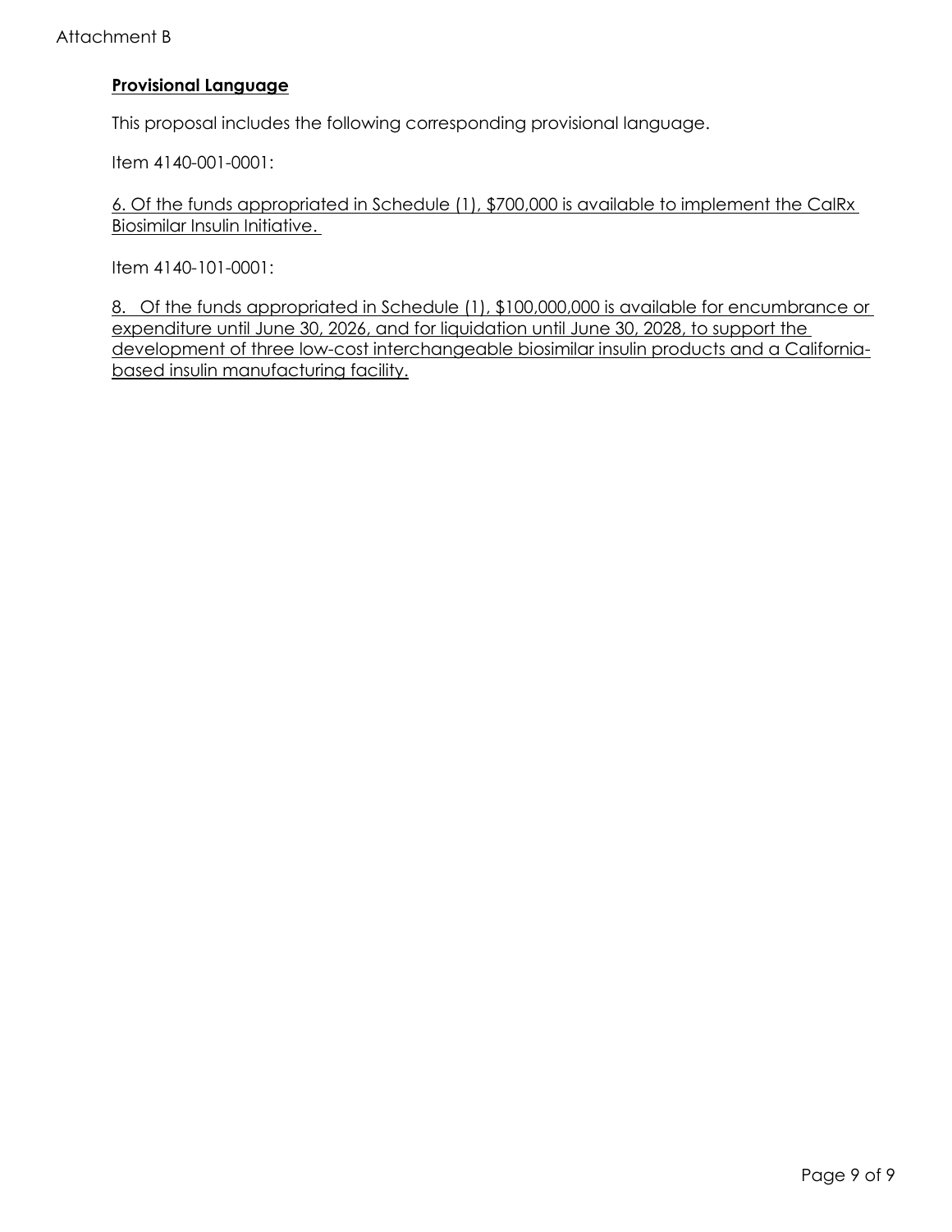Attachment B

**Provisional Language**

This proposal includes the following corresponding provisional language.

Item 4140-001-0001:

6. Of the funds appropriated in Schedule (1), $700,000 is available to implement the CalRx Biosimilar Insulin Initiative.

Item 4140-101-0001:

8. Of the funds appropriated in Schedule (1), $100,000,000 is available for encumbrance or expenditure until June 30, 2026, and for liquidation until June 30, 2028, to support the development of three low-cost interchangeable biosimilar insulin products and a California-based insulin manufacturing facility.